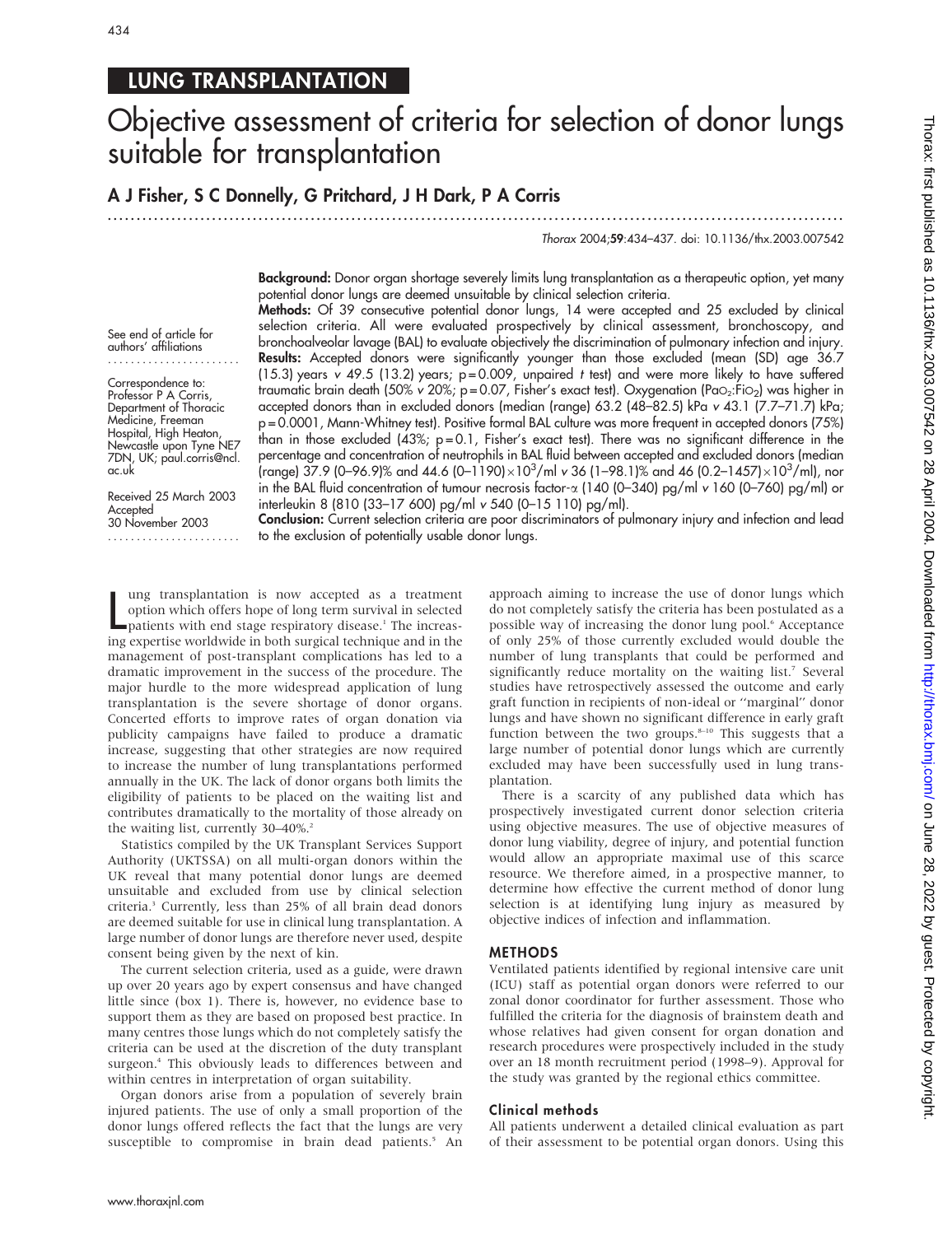LUNG TRANSPLANTATION

# Objective assessment of criteria for selection of donor lungs suitable for transplantation

**A J Fisher, S C Donnelly, G Pritchard, J H Dark, P A Corris**

See end of article for authors' affiliations

Correspondence to: Professor P A Corris, Department of Thoracic Medicine, Freeman Hospital, High Heaton, Newcastle upon Tyne NE7 7DN, UK; paul.corris@ncl.ac.uk

Received 25 March 2003
Accepted 30 November 2003

**Background:** Donor organ shortage severely limits lung transplantation as a therapeutic option, yet many potential donor lungs are deemed unsuitable by clinical selection criteria.

**Methods:** Of 39 consecutive potential donor lungs, 14 were accepted and 25 excluded by clinical selection criteria. All were evaluated prospectively by clinical assessment, bronchoscopy, and bronchoalveolar lavage (BAL) to evaluate objectively the discrimination of pulmonary infection and injury.

**Results:** Accepted donors were significantly younger than those excluded (mean (SD) age 36.7 (15.3) years *v* 49.5 (13.2) years; p = 0.009, unpaired *t* test) and were more likely to have suffered traumatic brain death (50% *v* 20%; p = 0.07, Fisher's exact test). Oxygenation ($PaO_2$:$FiO_2$) was higher in accepted donors than in excluded donors (median (range) 63.2 (48–82.5) kPa *v* 43.1 (7.7–71.7) kPa; p = 0.0001, Mann-Whitney test). Positive formal BAL culture was more frequent in accepted donors (75%) than in those excluded (43%; p = 0.1, Fisher's exact test). There was no significant difference in the percentage and concentration of neutrophils in BAL fluid between accepted and excluded donors (median (range) 37.9 (0–96.9)% and 44.6 (0–1190)×$10^3$/ml *v* 36 (1–98.1)% and 46 (0.2–1457)×$10^3$/ml), nor in the BAL fluid concentration of tumour necrosis factor-α (140 (0–340) pg/ml *v* 160 (0–760) pg/ml) or interleukin 8 (810 (33–17 600) pg/ml *v* 540 (0–15 110) pg/ml).

**Conclusion:** Current selection criteria are poor discriminators of pulmonary injury and infection and lead to the exclusion of potentially usable donor lungs.

Lung transplantation is now accepted as a treatment option which offers hope of long term survival in selected patients with end stage respiratory disease.[1] The increasing expertise worldwide in both surgical technique and in the management of post-transplant complications has led to a dramatic improvement in the success of the procedure. The major hurdle to the more widespread application of lung transplantation is the severe shortage of donor organs. Concerted efforts to improve rates of organ donation via publicity campaigns have failed to produce a dramatic increase, suggesting that other strategies are now required to increase the number of lung transplantations performed annually in the UK. The lack of donor organs both limits the eligibility of patients to be placed on the waiting list and contributes dramatically to the mortality of those already on the waiting list, currently 30–40%.[2]

Statistics compiled by the UK Transplant Services Support Authority (UKTSSA) on all multi-organ donors within the UK reveal that many potential donor lungs are deemed unsuitable and excluded from use by clinical selection criteria.[3] Currently, less than 25% of all brain dead donors are deemed suitable for use in clinical lung transplantation. A large number of donor lungs are therefore never used, despite consent being given by the next of kin.

The current selection criteria, used as a guide, were drawn up over 20 years ago by expert consensus and have changed little since (box 1). There is, however, no evidence base to support them as they are based on proposed best practice. In many centres those lungs which do not completely satisfy the criteria can be used at the discretion of the duty transplant surgeon.[4] This obviously leads to differences between and within centres in interpretation of organ suitability.

Organ donors arise from a population of severely brain injured patients. The use of only a small proportion of the donor lungs offered reflects the fact that the lungs are very susceptible to compromise in brain dead patients.[5] An approach aiming to increase the use of donor lungs which do not completely satisfy the criteria has been postulated as a possible way of increasing the donor lung pool.[6] Acceptance of only 25% of those currently excluded would double the number of lung transplants that could be performed and significantly reduce mortality on the waiting list.[7] Several studies have retrospectively assessed the outcome and early graft function in recipients of non-ideal or "marginal" donor lungs and have shown no significant difference in early graft function between the two groups.[8–10] This suggests that a large number of potential donor lungs which are currently excluded may have been successfully used in lung transplantation.

There is a scarcity of any published data which has prospectively investigated current donor selection criteria using objective measures. The use of objective measures of donor lung viability, degree of injury, and potential function would allow an appropriate maximal use of this scarce resource. We therefore aimed, in a prospective manner, to determine how effective the current method of donor lung selection is at identifying lung injury as measured by objective indices of infection and inflammation.

## METHODS

Ventilated patients identified by regional intensive care unit (ICU) staff as potential organ donors were referred to our zonal donor coordinator for further assessment. Those who fulfilled the criteria for the diagnosis of brainstem death and whose relatives had given consent for organ donation and research procedures were prospectively included in the study over an 18 month recruitment period (1998–9). Approval for the study was granted by the regional ethics committee.

### Clinical methods

All patients underwent a detailed clinical evaluation as part of their assessment to be potential organ donors. Using this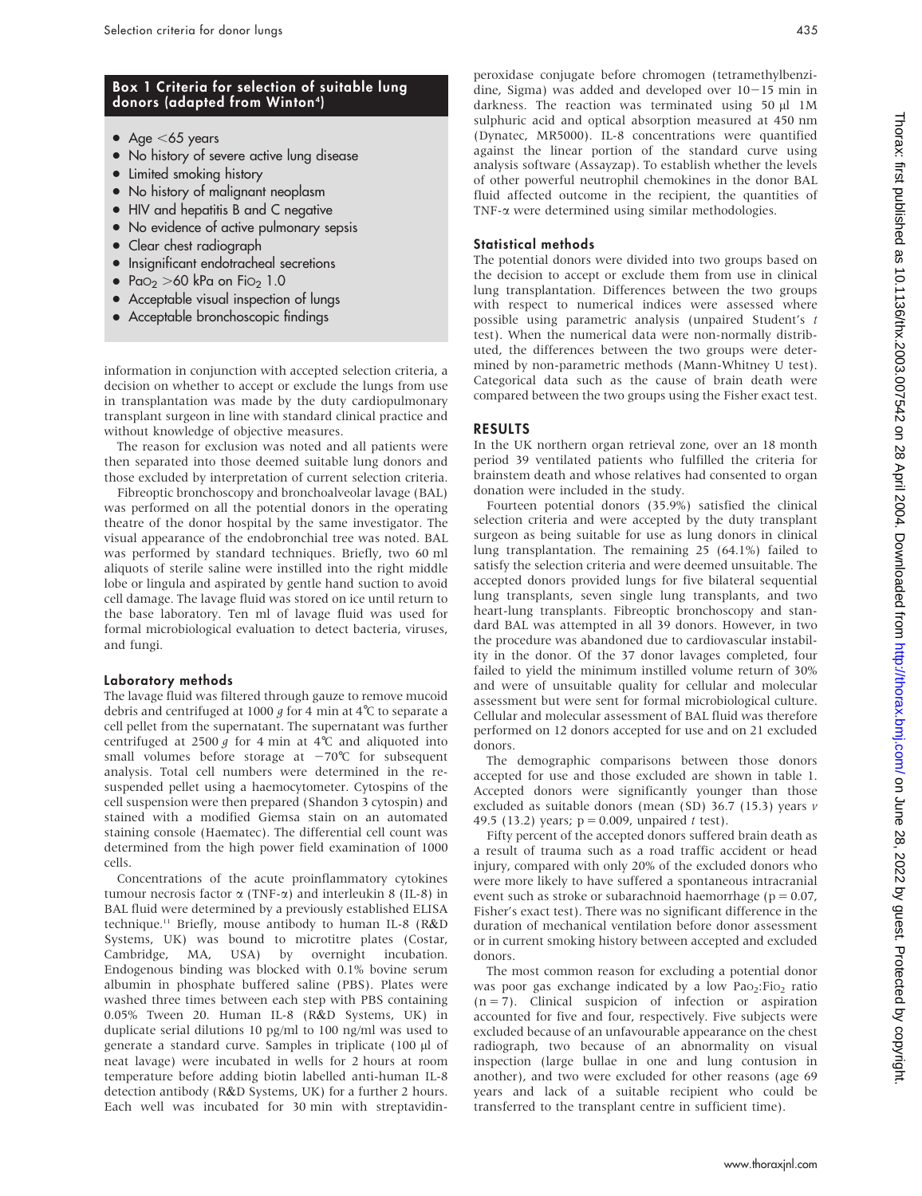## Box 1 Criteria for selection of suitable lung donors (adapted from Winton[4])

- Age <65 years
- No history of severe active lung disease
- Limited smoking history
- No history of malignant neoplasm
- HIV and hepatitis B and C negative
- No evidence of active pulmonary sepsis
- Clear chest radiograph
- Insignificant endotracheal secretions
- $Pa_{O_2}$ >60 kPa on $Fi_{O_2}$ 1.0
- Acceptable visual inspection of lungs
- Acceptable bronchoscopic findings

information in conjunction with accepted selection criteria, a decision on whether to accept or exclude the lungs from use in transplantation was made by the duty cardiopulmonary transplant surgeon in line with standard clinical practice and without knowledge of objective measures.

The reason for exclusion was noted and all patients were then separated into those deemed suitable lung donors and those excluded by interpretation of current selection criteria.

Fibreoptic bronchoscopy and bronchoalveolar lavage (BAL) was performed on all the potential donors in the operating theatre of the donor hospital by the same investigator. The visual appearance of the endobronchial tree was noted. BAL was performed by standard techniques. Briefly, two 60 ml aliquots of sterile saline were instilled into the right middle lobe or lingula and aspirated by gentle hand suction to avoid cell damage. The lavage fluid was stored on ice until return to the base laboratory. Ten ml of lavage fluid was used for formal microbiological evaluation to detect bacteria, viruses, and fungi.

### Laboratory methods

The lavage fluid was filtered through gauze to remove mucoid debris and centrifuged at 1000 *g* for 4 min at 4°C to separate a cell pellet from the supernatant. The supernatant was further centrifuged at 2500 *g* for 4 min at 4°C and aliquoted into small volumes before storage at −70°C for subsequent analysis. Total cell numbers were determined in the resuspended pellet using a haemocytometer. Cytospins of the cell suspension were then prepared (Shandon 3 cytospin) and stained with a modified Giemsa stain on an automated staining console (Haematec). The differential cell count was determined from the high power field examination of 1000 cells.

Concentrations of the acute proinflammatory cytokines tumour necrosis factor α (TNF-α) and interleukin 8 (IL-8) in BAL fluid were determined by a previously established ELISA technique.[11] Briefly, mouse antibody to human IL-8 (R&D Systems, UK) was bound to microtitre plates (Costar, Cambridge, MA, USA) by overnight incubation. Endogenous binding was blocked with 0.1% bovine serum albumin in phosphate buffered saline (PBS). Plates were washed three times between each step with PBS containing 0.05% Tween 20. Human IL-8 (R&D Systems, UK) in duplicate serial dilutions 10 pg/ml to 100 ng/ml was used to generate a standard curve. Samples in triplicate (100 µl of neat lavage) were incubated in wells for 2 hours at room temperature before adding biotin labelled anti-human IL-8 detection antibody (R&D Systems, UK) for a further 2 hours. Each well was incubated for 30 min with streptavidin-peroxidase conjugate before chromogen (tetramethylbenzidine, Sigma) was added and developed over 10−15 min in darkness. The reaction was terminated using 50 µl 1M sulphuric acid and optical absorption measured at 450 nm (Dynatec, MR5000). IL-8 concentrations were quantified against the linear portion of the standard curve using analysis software (Assayzap). To establish whether the levels of other powerful neutrophil chemokines in the donor BAL fluid affected outcome in the recipient, the quantities of TNF-α were determined using similar methodologies.

### Statistical methods

The potential donors were divided into two groups based on the decision to accept or exclude them from use in clinical lung transplantation. Differences between the two groups with respect to numerical indices were assessed where possible using parametric analysis (unpaired Student's *t* test). When the numerical data were non-normally distributed, the differences between the two groups were determined by non-parametric methods (Mann-Whitney U test). Categorical data such as the cause of brain death were compared between the two groups using the Fisher exact test.

## RESULTS

In the UK northern organ retrieval zone, over an 18 month period 39 ventilated patients who fulfilled the criteria for brainstem death and whose relatives had consented to organ donation were included in the study.

Fourteen potential donors (35.9%) satisfied the clinical selection criteria and were accepted by the duty transplant surgeon as being suitable for use as lung donors in clinical lung transplantation. The remaining 25 (64.1%) failed to satisfy the selection criteria and were deemed unsuitable. The accepted donors provided lungs for five bilateral sequential lung transplants, seven single lung transplants, and two heart-lung transplants. Fibreoptic bronchoscopy and standard BAL was attempted in all 39 donors. However, in two the procedure was abandoned due to cardiovascular instability in the donor. Of the 37 donor lavages completed, four failed to yield the minimum instilled volume return of 30% and were of unsuitable quality for cellular and molecular assessment but were sent for formal microbiological culture. Cellular and molecular assessment of BAL fluid was therefore performed on 12 donors accepted for use and on 21 excluded donors.

The demographic comparisons between those donors accepted for use and those excluded are shown in table 1. Accepted donors were significantly younger than those excluded as suitable donors (mean (SD) 36.7 (15.3) years *v* 49.5 (13.2) years; $p = 0.009$, unpaired *t* test).

Fifty percent of the accepted donors suffered brain death as a result of trauma such as a road traffic accident or head injury, compared with only 20% of the excluded donors who were more likely to have suffered a spontaneous intracranial event such as stroke or subarachnoid haemorrhage ($p = 0.07$, Fisher's exact test). There was no significant difference in the duration of mechanical ventilation before donor assessment or in current smoking history between accepted and excluded donors.

The most common reason for excluding a potential donor was poor gas exchange indicated by a low $Pa_{O_2}$:$Fi_{O_2}$ ratio ($n = 7$). Clinical suspicion of infection or aspiration accounted for five and four, respectively. Five subjects were excluded because of an unfavourable appearance on the chest radiograph, two because of an abnormality on visual inspection (large bullae in one and lung contusion in another), and two were excluded for other reasons (age 69 years and lack of a suitable recipient who could be transferred to the transplant centre in sufficient time).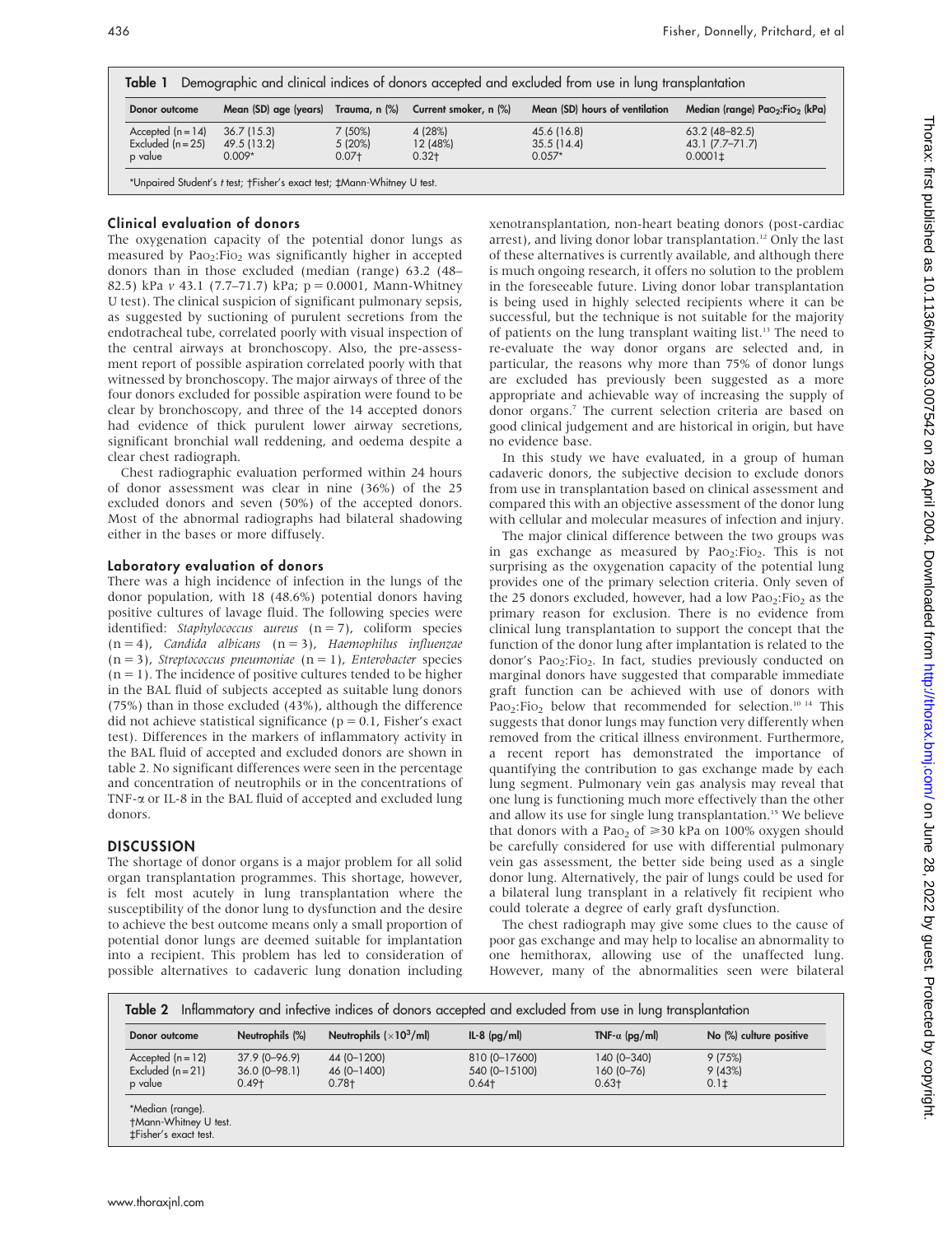**Table 1** Demographic and clinical indices of donors accepted and excluded from use in lung transplantation

| Donor outcome | Mean (SD) age (years) | Trauma, n (%) | Current smoker, n (%) | Mean (SD) hours of ventilation | Median (range) $Pao_2$:$Fio_2$ (kPa) |
|---|---|---|---|---|---|
| Accepted (n = 14) | 36.7 (15.3) | 7 (50%) | 4 (28%) | 45.6 (16.8) | 63.2 (48–82.5) |
| Excluded (n = 25) | 49.5 (13.2) | 5 (20%) | 12 (48%) | 35.5 (14.4) | 43.1 (7.7–71.7) |
| p value | 0.009* | 0.07† | 0.32† | 0.057* | 0.0001‡ |

*Unpaired Student's t test; †Fisher's exact test; ‡Mann-Whitney U test.

### Clinical evaluation of donors

The oxygenation capacity of the potential donor lungs as measured by $Pao_2$:$Fio_2$ was significantly higher in accepted donors than in those excluded (median (range) 63.2 (48–82.5) kPa *v* 43.1 (7.7–71.7) kPa; p = 0.0001, Mann-Whitney U test). The clinical suspicion of significant pulmonary sepsis, as suggested by suctioning of purulent secretions from the endotracheal tube, correlated poorly with visual inspection of the central airways at bronchoscopy. Also, the pre-assessment report of possible aspiration correlated poorly with that witnessed by bronchoscopy. The major airways of three of the four donors excluded for possible aspiration were found to be clear by bronchoscopy, and three of the 14 accepted donors had evidence of thick purulent lower airway secretions, significant bronchial wall reddening, and oedema despite a clear chest radiograph.

Chest radiographic evaluation performed within 24 hours of donor assessment was clear in nine (36%) of the 25 excluded donors and seven (50%) of the accepted donors. Most of the abnormal radiographs had bilateral shadowing either in the bases or more diffusely.

### Laboratory evaluation of donors

There was a high incidence of infection in the lungs of the donor population, with 18 (48.6%) potential donors having positive cultures of lavage fluid. The following species were identified: *Staphylococcus aureus* (n = 7), coliform species (n = 4), *Candida albicans* (n = 3), *Haemophilus influenzae* (n = 3), *Streptococcus pneumoniae* (n = 1), *Enterobacter* species (n = 1). The incidence of positive cultures tended to be higher in the BAL fluid of subjects accepted as suitable lung donors (75%) than in those excluded (43%), although the difference did not achieve statistical significance (p = 0.1, Fisher's exact test). Differences in the markers of inflammatory activity in the BAL fluid of accepted and excluded donors are shown in table 2. No significant differences were seen in the percentage and concentration of neutrophils or in the concentrations of TNF-α or IL-8 in the BAL fluid of accepted and excluded lung donors.

## DISCUSSION

The shortage of donor organs is a major problem for all solid organ transplantation programmes. This shortage, however, is felt most acutely in lung transplantation where the susceptibility of the donor lung to dysfunction and the desire to achieve the best outcome means only a small proportion of potential donor lungs are deemed suitable for implantation into a recipient. This problem has led to consideration of possible alternatives to cadaveric lung donation including xenotransplantation, non-heart beating donors (post-cardiac arrest), and living donor lobar transplantation.[12] Only the last of these alternatives is currently available, and although there is much ongoing research, it offers no solution to the problem in the foreseeable future. Living donor lobar transplantation is being used in highly selected recipients where it can be successful, but the technique is not suitable for the majority of patients on the lung transplant waiting list.[13] The need to re-evaluate the way donor organs are selected and, in particular, the reasons why more than 75% of donor lungs are excluded has previously been suggested as a more appropriate and achievable way of increasing the supply of donor organs.[7] The current selection criteria are based on good clinical judgement and are historical in origin, but have no evidence base.

In this study we have evaluated, in a group of human cadaveric donors, the subjective decision to exclude donors from use in transplantation based on clinical assessment and compared this with an objective assessment of the donor lung with cellular and molecular measures of infection and injury.

The major clinical difference between the two groups was in gas exchange as measured by $Pao_2$:$Fio_2$. This is not surprising as the oxygenation capacity of the potential lung provides one of the primary selection criteria. Only seven of the 25 donors excluded, however, had a low $Pao_2$:$Fio_2$ as the primary reason for exclusion. There is no evidence from clinical lung transplantation to support the concept that the function of the donor lung after implantation is related to the donor's $Pao_2$:$Fio_2$. In fact, studies previously conducted on marginal donors have suggested that comparable immediate graft function can be achieved with use of donors with $Pao_2$:$Fio_2$ below that recommended for selection.[10 14] This suggests that donor lungs may function very differently when removed from the critical illness environment. Furthermore, a recent report has demonstrated the importance of quantifying the contribution to gas exchange made by each lung segment. Pulmonary vein gas analysis may reveal that one lung is functioning much more effectively than the other and allow its use for single lung transplantation.[15] We believe that donors with a $Pao_2$ of $\geqslant$30 kPa on 100% oxygen should be carefully considered for use with differential pulmonary vein gas assessment, the better side being used as a single donor lung. Alternatively, the pair of lungs could be used for a bilateral lung transplant in a relatively fit recipient who could tolerate a degree of early graft dysfunction.

The chest radiograph may give some clues to the cause of poor gas exchange and may help to localise an abnormality to one hemithorax, allowing use of the unaffected lung. However, many of the abnormalities seen were bilateral

**Table 2** Inflammatory and infective indices of donors accepted and excluded from use in lung transplantation

| Donor outcome | Neutrophils (%) | Neutrophils ($\times10^3$/ml) | IL-8 (pg/ml) | TNF-α (pg/ml) | No (%) culture positive |
|---|---|---|---|---|---|
| Accepted (n = 12) | 37.9 (0–96.9) | 44 (0–1200) | 810 (0–17600) | 140 (0–340) | 9 (75%) |
| Excluded (n = 21) | 36.0 (0–98.1) | 46 (0–1400) | 540 (0–15100) | 160 (0–76) | 9 (43%) |
| p value | 0.49† | 0.78† | 0.64† | 0.63† | 0.1‡ |

*Median (range).
†Mann-Whitney U test.
‡Fisher's exact test.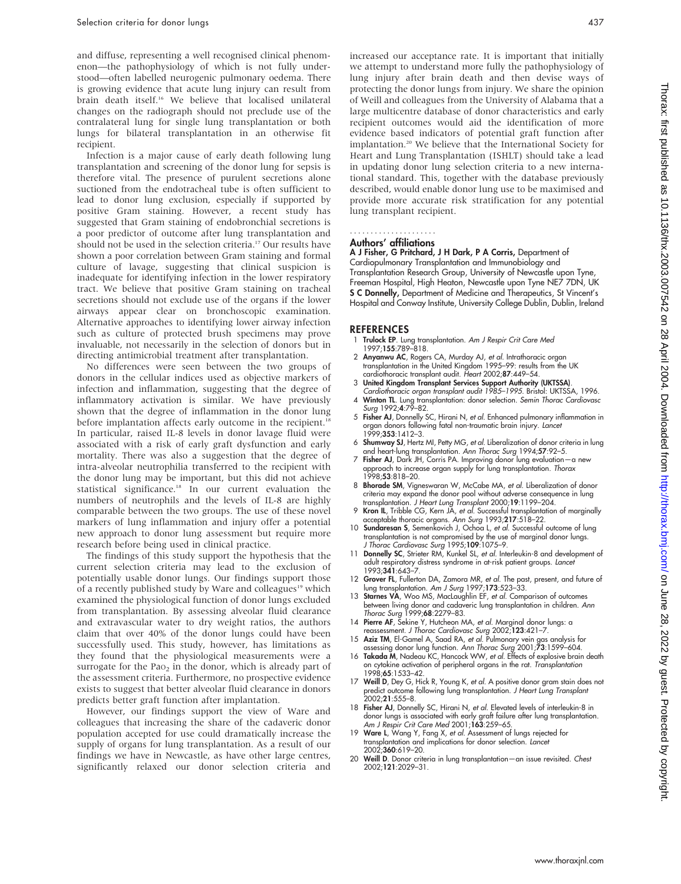and diffuse, representing a well recognised clinical phenomenon—the pathophysiology of which is not fully understood—often labelled neurogenic pulmonary oedema. There is growing evidence that acute lung injury can result from brain death itself.[16] We believe that localised unilateral changes on the radiograph should not preclude use of the contralateral lung for single lung transplantation or both lungs for bilateral transplantation in an otherwise fit recipient.

Infection is a major cause of early death following lung transplantation and screening of the donor lung for sepsis is therefore vital. The presence of purulent secretions alone suctioned from the endotracheal tube is often sufficient to lead to donor lung exclusion, especially if supported by positive Gram staining. However, a recent study has suggested that Gram staining of endobronchial secretions is a poor predictor of outcome after lung transplantation and should not be used in the selection criteria.[17] Our results have shown a poor correlation between Gram staining and formal culture of lavage, suggesting that clinical suspicion is inadequate for identifying infection in the lower respiratory tract. We believe that positive Gram staining on tracheal secretions should not exclude use of the organs if the lower airways appear clear on bronchoscopic examination. Alternative approaches to identifying lower airway infection such as culture of protected brush specimens may prove invaluable, not necessarily in the selection of donors but in directing antimicrobial treatment after transplantation.

No differences were seen between the two groups of donors in the cellular indices used as objective markers of infection and inflammation, suggesting that the degree of inflammatory activation is similar. We have previously shown that the degree of inflammation in the donor lung before implantation affects early outcome in the recipient.[18] In particular, raised IL-8 levels in donor lavage fluid were associated with a risk of early graft dysfunction and early mortality. There was also a suggestion that the degree of intra-alveolar neutrophilia transferred to the recipient with the donor lung may be important, but this did not achieve statistical significance.[18] In our current evaluation the numbers of neutrophils and the levels of IL-8 are highly comparable between the two groups. The use of these novel markers of lung inflammation and injury offer a potential new approach to donor lung assessment but require more research before being used in clinical practice.

The findings of this study support the hypothesis that the current selection criteria may lead to the exclusion of potentially usable donor lungs. Our findings support those of a recently published study by Ware and colleagues[19] which examined the physiological function of donor lungs excluded from transplantation. By assessing alveolar fluid clearance and extravascular water to dry weight ratios, the authors claim that over 40% of the donor lungs could have been successfully used. This study, however, has limitations as they found that the physiological measurements were a surrogate for the $PaO_2$ in the donor, which is already part of the assessment criteria. Furthermore, no prospective evidence exists to suggest that better alveolar fluid clearance in donors predicts better graft function after implantation.

However, our findings support the view of Ware and colleagues that increasing the share of the cadaveric donor population accepted for use could dramatically increase the supply of organs for lung transplantation. As a result of our findings we have in Newcastle, as have other large centres, significantly relaxed our donor selection criteria and increased our acceptance rate. It is important that initially we attempt to understand more fully the pathophysiology of lung injury after brain death and then devise ways of protecting the donor lungs from injury. We share the opinion of Weill and colleagues from the University of Alabama that a large multicentre database of donor characteristics and early recipient outcomes would aid the identification of more evidence based indicators of potential graft function after implantation.[20] We believe that the International Society for Heart and Lung Transplantation (ISHLT) should take a lead in updating donor lung selection criteria to a new international standard. This, together with the database previously described, would enable donor lung use to be maximised and provide more accurate risk stratification for any potential lung transplant recipient.

## Authors' affiliations

**A J Fisher, G Pritchard, J H Dark, P A Corris,** Department of Cardiopulmonary Transplantation and Immunobiology and Transplantation Research Group, University of Newcastle upon Tyne, Freeman Hospital, High Heaton, Newcastle upon Tyne NE7 7DN, UK
**S C Donnelly,** Department of Medicine and Therapeutics, St Vincent's Hospital and Conway Institute, University College Dublin, Dublin, Ireland

## REFERENCES

1. **Trulock EP**. Lung transplantation. *Am J Respir Crit Care Med* 1997;**155**:789–818.
2. **Anyanwu AC**, Rogers CA, Murday AJ, *et al*. Intrathoracic organ transplantation in the United Kingdom 1995–99: results from the UK cardiothoracic transplant audit. *Heart* 2002;**87**:449–54.
3. **United Kingdom Transplant Services Support Authority (UKTSSA)**. *Cardiothoracic organ transplant audit 1985–1995*. Bristol: UKTSSA, 1996.
4. **Winton TL**. Lung transplantation: donor selection. *Semin Thorac Cardiovasc Surg* 1992;**4**:79–82.
5. **Fisher AJ**, Donnelly SC, Hirani N, *et al*. Enhanced pulmonary inflammation in organ donors following fatal non-traumatic brain injury. *Lancet* 1999;**353**:1412–3.
6. **Shumway SJ**, Hertz MI, Petty MG, *et al*. Liberalization of donor criteria in lung and heart-lung transplantation. *Ann Thorac Surg* 1994;**57**:92–5.
7. **Fisher AJ**, Dark JH, Corris PA. Improving donor lung evaluation—a new approach to increase organ supply for lung transplantation. *Thorax* 1998;**53**:818–20.
8. **Bhorade SM**, Vigneswaran W, McCabe MA, *et al*. Liberalization of donor criteria may expand the donor pool without adverse consequence in lung transplantation. *J Heart Lung Transplant* 2000;**19**:1199–204.
9. **Kron IL**, Tribble CG, Kern JA, *et al*. Successful transplantation of marginally acceptable thoracic organs. *Ann Surg* 1993;**217**:518–22.
10. **Sundaresan S**, Semenkovich J, Ochoa L, *et al*. Successful outcome of lung transplantation is not compromised by the use of marginal donor lungs. *J Thorac Cardiovasc Surg* 1995;**109**:1075–9.
11. **Donnelly SC**, Strieter RM, Kunkel SL, *et al*. Interleukin-8 and development of adult respiratory distress syndrome in at-risk patient groups. *Lancet* 1993;**341**:643–7.
12. **Grover FL**, Fullerton DA, Zamora MR, *et al*. The past, present, and future of lung transplantation. *Am J Surg* 1997;**173**:523–33.
13. **Starnes VA**, Woo MS, MacLaughlin EF, *et al*. Comparison of outcomes between living donor and cadaveric lung transplantation in children. *Ann Thorac Surg* 1999;**68**:2279–83.
14. **Pierre AF**, Sekine Y, Hutcheon MA, *et al*. Marginal donor lungs: a reassessment. *J Thorac Cardiovasc Surg* 2002;**123**:421–7.
15. **Aziz TM**, El-Gamel A, Saad RA, *et al*. Pulmonary vein gas analysis for assessing donor lung function. *Ann Thorac Surg* 2001;**73**:1599–604.
16. **Takada M**, Nadeau KC, Hancock WW, *et al*. Effects of explosive brain death on cytokine activation of peripheral organs in the rat. *Transplantation* 1998;**65**:1533–42.
17. **Weill D**, Dey G, Hick R, Young K, *et al*. A positive donor gram stain does not predict outcome following lung transplantation. *J Heart Lung Transplant* 2002;**21**:555–8.
18. **Fisher AJ**, Donnelly SC, Hirani N, *et al*. Elevated levels of interleukin-8 in donor lungs is associated with early graft failure after lung transplantation. *Am J Respir Crit Care Med* 2001;**163**:259–65.
19. **Ware L**, Wang Y, Fang X, *et al*. Assessment of lungs rejected for transplantation and implications for donor selection. *Lancet* 2002;**360**:619–20.
20. **Weill D**. Donor criteria in lung transplantation—an issue revisited. *Chest* 2002;**121**:2029–31.